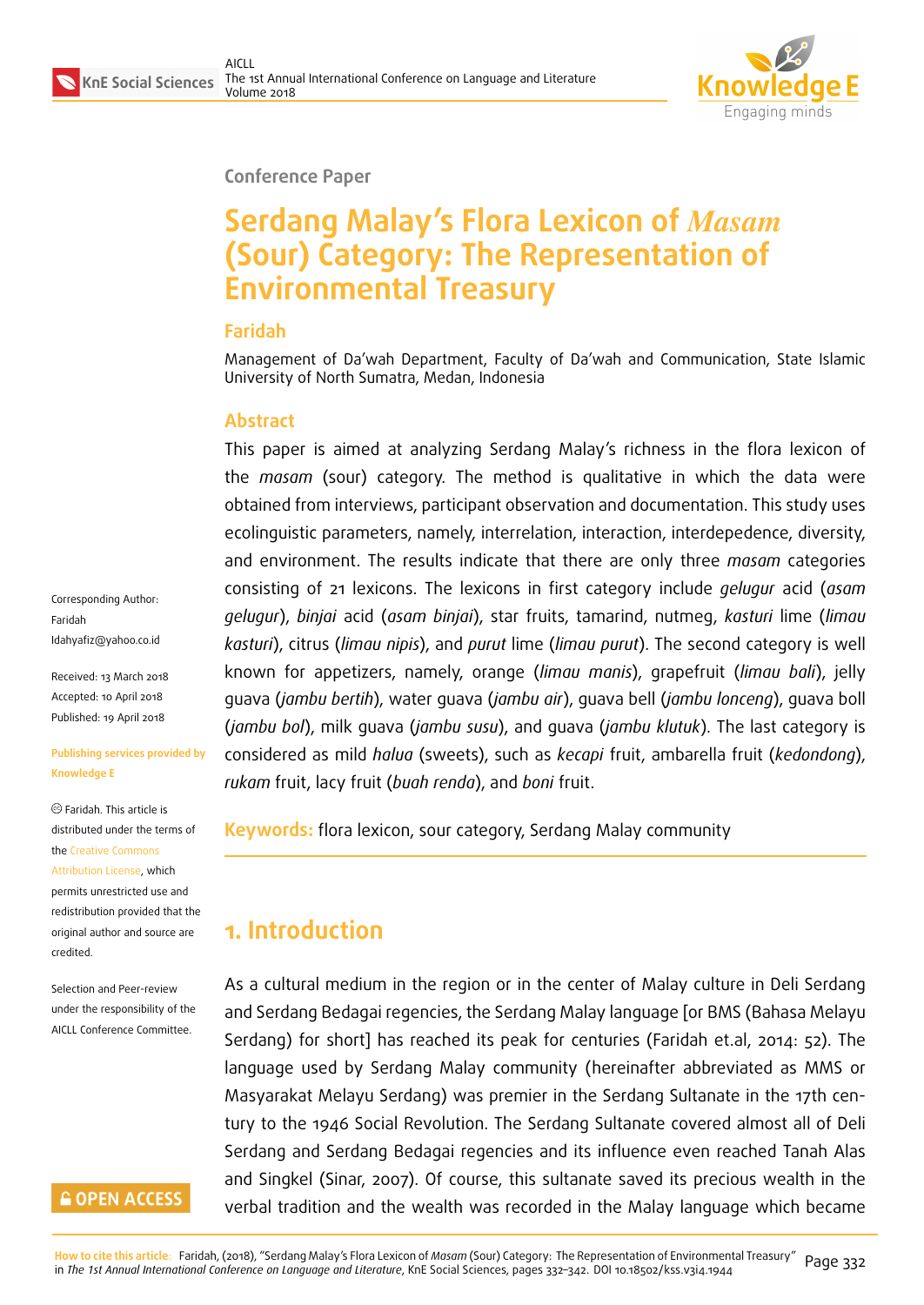Conference Paper

# Serdang Malay's Flora Lexicon of *Masam* (Sour) Category: The Representation of Environmental Treasury

**Faridah**

Management of Da'wah Department, Faculty of Da'wah and Communication, State Islamic University of North Sumatra, Medan, Indonesia

Corresponding Author: Faridah Idahyafiz@yahoo.co.id

Received: 13 March 2018
Accepted: 10 April 2018
Published: 19 April 2018

Publishing services provided by Knowledge E

© Faridah. This article is distributed under the terms of the Creative Commons Attribution License, which permits unrestricted use and redistribution provided that the original author and source are credited.

Selection and Peer-review under the responsibility of the AICLL Conference Committee.

## Abstract

This paper is aimed at analyzing Serdang Malay's richness in the flora lexicon of the *masam* (sour) category. The method is qualitative in which the data were obtained from interviews, participant observation and documentation. This study uses ecolinguistic parameters, namely, interrelation, interaction, interdepedence, diversity, and environment. The results indicate that there are only three *masam* categories consisting of 21 lexicons. The lexicons in first category include *gelugur* acid (*asam gelugur*), *binjai* acid (*asam binjai*), star fruits, tamarind, nutmeg, *kasturi* lime (*limau kasturi*), citrus (*limau nipis*), and *purut* lime (*limau purut*). The second category is well known for appetizers, namely, orange (*limau manis*), grapefruit (*limau bali*), jelly guava (*jambu bertih*), water guava (*jambu air*), guava bell (*jambu lonceng*), guava boll (*jambu bol*), milk guava (*jambu susu*), and guava (*jambu klutuk*). The last category is considered as mild *halua* (sweets), such as *kecapi* fruit, ambarella fruit (*kedondong*), *rukam* fruit, lacy fruit (*buah renda*), and *boni* fruit.

**Keywords:** flora lexicon, sour category, Serdang Malay community

## 1. Introduction

As a cultural medium in the region or in the center of Malay culture in Deli Serdang and Serdang Bedagai regencies, the Serdang Malay language [or BMS (Bahasa Melayu Serdang) for short] has reached its peak for centuries (Faridah et.al, 2014: 52). The language used by Serdang Malay community (hereinafter abbreviated as MMS or Masyarakat Melayu Serdang) was premier in the Serdang Sultanate in the 17th century to the 1946 Social Revolution. The Serdang Sultanate covered almost all of Deli Serdang and Serdang Bedagai regencies and its influence even reached Tanah Alas and Singkel (Sinar, 2007). Of course, this sultanate saved its precious wealth in the verbal tradition and the wealth was recorded in the Malay language which became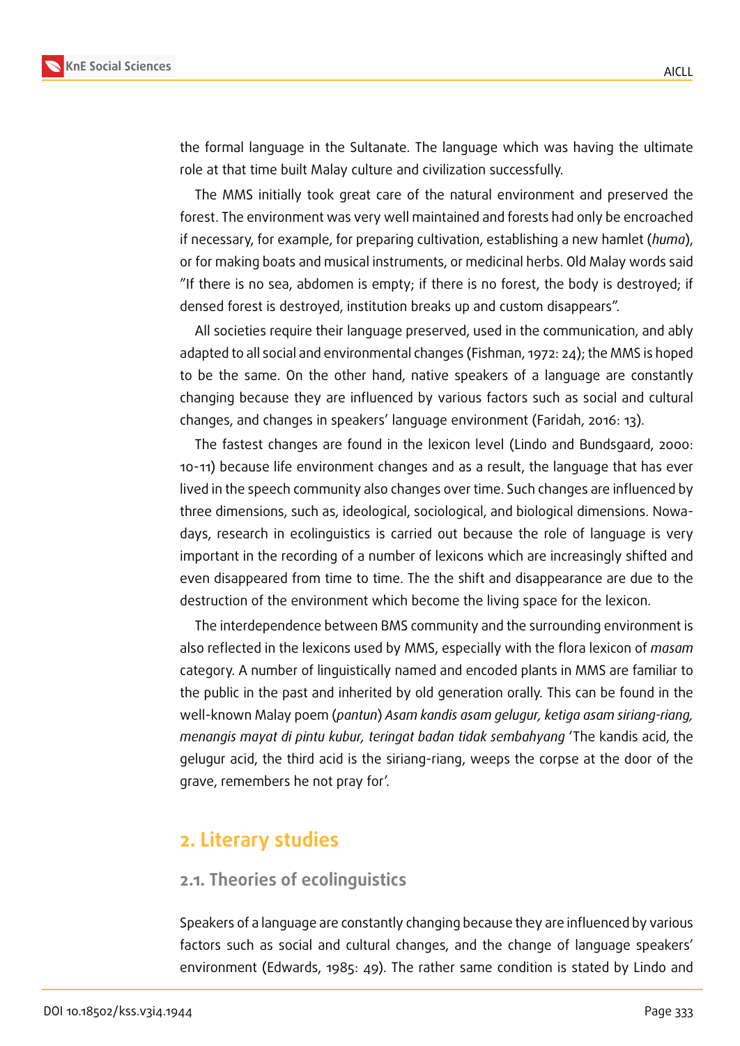the formal language in the Sultanate. The language which was having the ultimate role at that time built Malay culture and civilization successfully.

The MMS initially took great care of the natural environment and preserved the forest. The environment was very well maintained and forests had only be encroached if necessary, for example, for preparing cultivation, establishing a new hamlet (*huma*), or for making boats and musical instruments, or medicinal herbs. Old Malay words said "If there is no sea, abdomen is empty; if there is no forest, the body is destroyed; if densed forest is destroyed, institution breaks up and custom disappears".

All societies require their language preserved, used in the communication, and ably adapted to all social and environmental changes (Fishman, 1972: 24); the MMS is hoped to be the same. On the other hand, native speakers of a language are constantly changing because they are influenced by various factors such as social and cultural changes, and changes in speakers' language environment (Faridah, 2016: 13).

The fastest changes are found in the lexicon level (Lindo and Bundsgaard, 2000: 10-11) because life environment changes and as a result, the language that has ever lived in the speech community also changes over time. Such changes are influenced by three dimensions, such as, ideological, sociological, and biological dimensions. Nowadays, research in ecolinguistics is carried out because the role of language is very important in the recording of a number of lexicons which are increasingly shifted and even disappeared from time to time. The the shift and disappearance are due to the destruction of the environment which become the living space for the lexicon.

The interdependence between BMS community and the surrounding environment is also reflected in the lexicons used by MMS, especially with the flora lexicon of *masam* category. A number of linguistically named and encoded plants in MMS are familiar to the public in the past and inherited by old generation orally. This can be found in the well-known Malay poem (*pantun*) *Asam kandis asam gelugur, ketiga asam siriang-riang, menangis mayat di pintu kubur, teringat badan tidak sembahyang* 'The kandis acid, the gelugur acid, the third acid is the siriang-riang, weeps the corpse at the door of the grave, remembers he not pray for'.

## 2. Literary studies

### 2.1. Theories of ecolinguistics

Speakers of a language are constantly changing because they are influenced by various factors such as social and cultural changes, and the change of language speakers' environment (Edwards, 1985: 49). The rather same condition is stated by Lindo and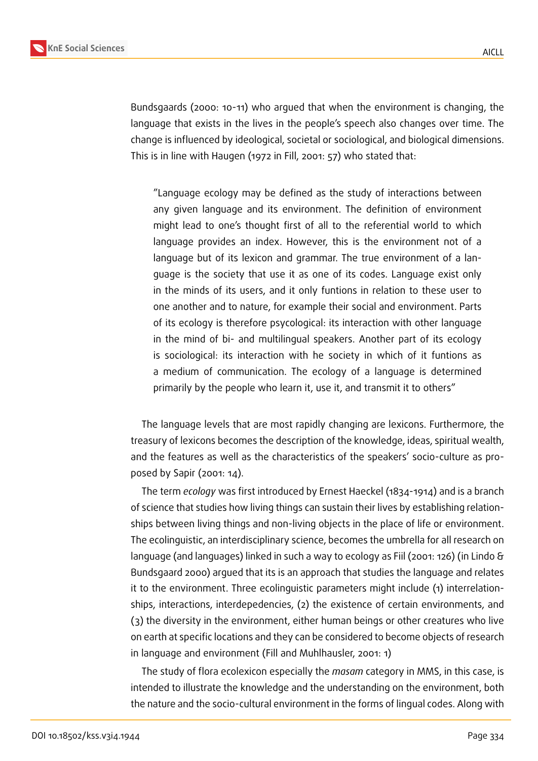Bundsgaards (2000: 10-11) who argued that when the environment is changing, the language that exists in the lives in the people's speech also changes over time. The change is influenced by ideological, societal or sociological, and biological dimensions. This is in line with Haugen (1972 in Fill, 2001: 57) who stated that:

> "Language ecology may be defined as the study of interactions between any given language and its environment. The definition of environment might lead to one's thought first of all to the referential world to which language provides an index. However, this is the environment not of a language but of its lexicon and grammar. The true environment of a language is the society that use it as one of its codes. Language exist only in the minds of its users, and it only funtions in relation to these user to one another and to nature, for example their social and environment. Parts of its ecology is therefore psycological: its interaction with other language in the mind of bi- and multilingual speakers. Another part of its ecology is sociological: its interaction with he society in which of it funtions as a medium of communication. The ecology of a language is determined primarily by the people who learn it, use it, and transmit it to others"

The language levels that are most rapidly changing are lexicons. Furthermore, the treasury of lexicons becomes the description of the knowledge, ideas, spiritual wealth, and the features as well as the characteristics of the speakers' socio-culture as proposed by Sapir (2001: 14).

The term *ecology* was first introduced by Ernest Haeckel (1834-1914) and is a branch of science that studies how living things can sustain their lives by establishing relationships between living things and non-living objects in the place of life or environment. The ecolinguistic, an interdisciplinary science, becomes the umbrella for all research on language (and languages) linked in such a way to ecology as Fiil (2001: 126) (in Lindo & Bundsgaard 2000) argued that its is an approach that studies the language and relates it to the environment. Three ecolinguistic parameters might include (1) interrelationships, interactions, interdepedencies, (2) the existence of certain environments, and (3) the diversity in the environment, either human beings or other creatures who live on earth at specific locations and they can be considered to become objects of research in language and environment (Fill and Muhlhausler, 2001: 1)

The study of flora ecolexicon especially the *masam* category in MMS, in this case, is intended to illustrate the knowledge and the understanding on the environment, both the nature and the socio-cultural environment in the forms of lingual codes. Along with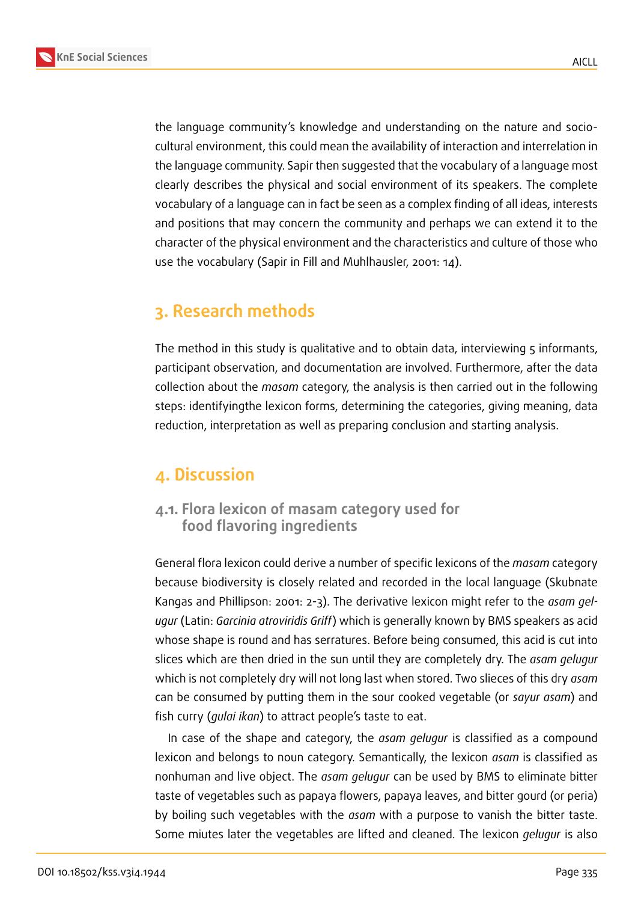the language community's knowledge and understanding on the nature and socio-cultural environment, this could mean the availability of interaction and interrelation in the language community. Sapir then suggested that the vocabulary of a language most clearly describes the physical and social environment of its speakers. The complete vocabulary of a language can in fact be seen as a complex finding of all ideas, interests and positions that may concern the community and perhaps we can extend it to the character of the physical environment and the characteristics and culture of those who use the vocabulary (Sapir in Fill and Muhlhausler, 2001: 14).

## 3. Research methods

The method in this study is qualitative and to obtain data, interviewing 5 informants, participant observation, and documentation are involved. Furthermore, after the data collection about the *masam* category, the analysis is then carried out in the following steps: identifyingthe lexicon forms, determining the categories, giving meaning, data reduction, interpretation as well as preparing conclusion and starting analysis.

## 4. Discussion

### 4.1. Flora lexicon of masam category used for food flavoring ingredients

General flora lexicon could derive a number of specific lexicons of the *masam* category because biodiversity is closely related and recorded in the local language (Skubnate Kangas and Phillipson: 2001: 2-3). The derivative lexicon might refer to the *asam gelugur* (Latin: *Garcinia atroviridis Griff*) which is generally known by BMS speakers as acid whose shape is round and has serratures. Before being consumed, this acid is cut into slices which are then dried in the sun until they are completely dry. The *asam gelugur* which is not completely dry will not long last when stored. Two slieces of this dry *asam* can be consumed by putting them in the sour cooked vegetable (or *sayur asam*) and fish curry (*gulai ikan*) to attract people's taste to eat.

In case of the shape and category, the *asam gelugur* is classified as a compound lexicon and belongs to noun category. Semantically, the lexicon *asam* is classified as nonhuman and live object. The *asam gelugur* can be used by BMS to eliminate bitter taste of vegetables such as papaya flowers, papaya leaves, and bitter gourd (or peria) by boiling such vegetables with the *asam* with a purpose to vanish the bitter taste. Some miutes later the vegetables are lifted and cleaned. The lexicon *gelugur* is also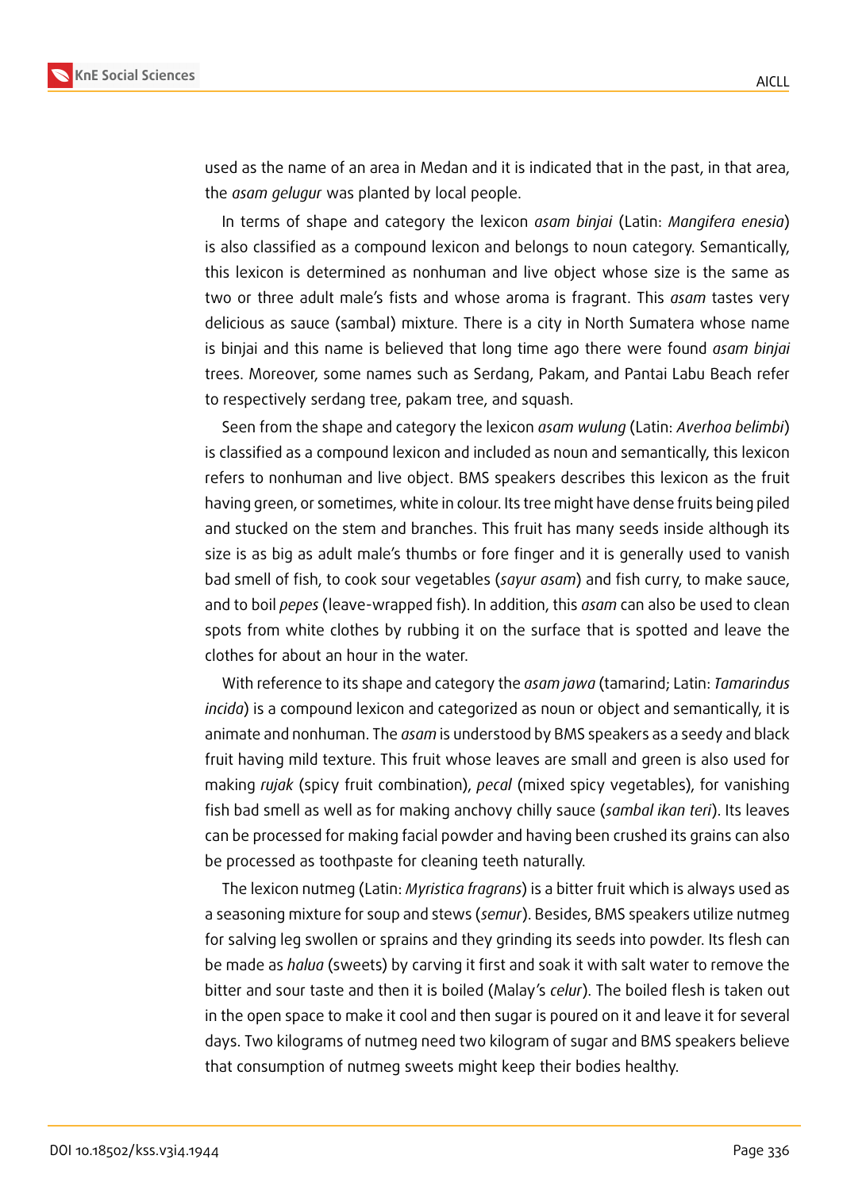used as the name of an area in Medan and it is indicated that in the past, in that area, the *asam gelugur* was planted by local people.

In terms of shape and category the lexicon *asam binjai* (Latin: *Mangifera enesia*) is also classified as a compound lexicon and belongs to noun category. Semantically, this lexicon is determined as nonhuman and live object whose size is the same as two or three adult male's fists and whose aroma is fragrant. This *asam* tastes very delicious as sauce (sambal) mixture. There is a city in North Sumatera whose name is binjai and this name is believed that long time ago there were found *asam binjai* trees. Moreover, some names such as Serdang, Pakam, and Pantai Labu Beach refer to respectively serdang tree, pakam tree, and squash.

Seen from the shape and category the lexicon *asam wulung* (Latin: *Averhoa belimbi*) is classified as a compound lexicon and included as noun and semantically, this lexicon refers to nonhuman and live object. BMS speakers describes this lexicon as the fruit having green, or sometimes, white in colour. Its tree might have dense fruits being piled and stucked on the stem and branches. This fruit has many seeds inside although its size is as big as adult male's thumbs or fore finger and it is generally used to vanish bad smell of fish, to cook sour vegetables (*sayur asam*) and fish curry, to make sauce, and to boil *pepes* (leave-wrapped fish). In addition, this *asam* can also be used to clean spots from white clothes by rubbing it on the surface that is spotted and leave the clothes for about an hour in the water.

With reference to its shape and category the *asam jawa* (tamarind; Latin: *Tamarindus incida*) is a compound lexicon and categorized as noun or object and semantically, it is animate and nonhuman. The *asam* is understood by BMS speakers as a seedy and black fruit having mild texture. This fruit whose leaves are small and green is also used for making *rujak* (spicy fruit combination), *pecal* (mixed spicy vegetables), for vanishing fish bad smell as well as for making anchovy chilly sauce (*sambal ikan teri*). Its leaves can be processed for making facial powder and having been crushed its grains can also be processed as toothpaste for cleaning teeth naturally.

The lexicon nutmeg (Latin: *Myristica fragrans*) is a bitter fruit which is always used as a seasoning mixture for soup and stews (*semur*). Besides, BMS speakers utilize nutmeg for salving leg swollen or sprains and they grinding its seeds into powder. Its flesh can be made as *halua* (sweets) by carving it first and soak it with salt water to remove the bitter and sour taste and then it is boiled (Malay's *celur*). The boiled flesh is taken out in the open space to make it cool and then sugar is poured on it and leave it for several days. Two kilograms of nutmeg need two kilogram of sugar and BMS speakers believe that consumption of nutmeg sweets might keep their bodies healthy.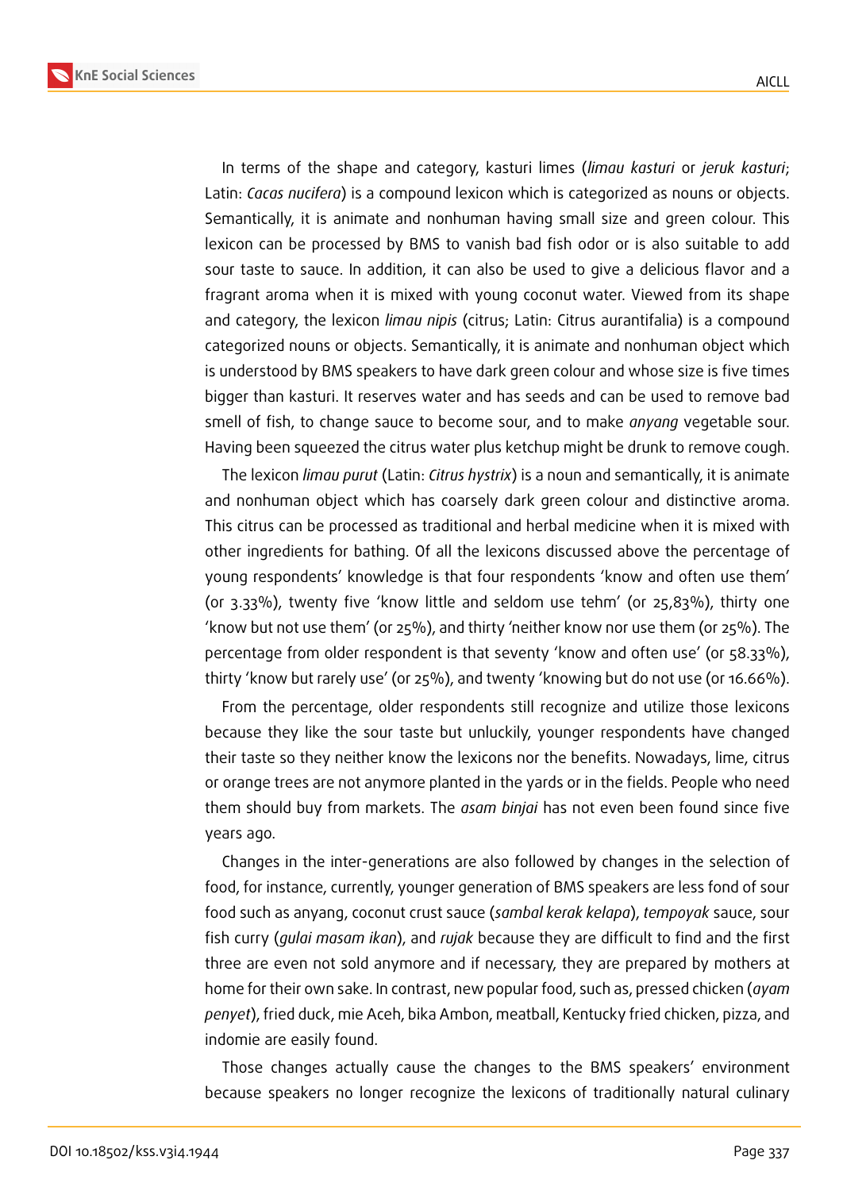In terms of the shape and category, kasturi limes (*limau kasturi* or *jeruk kasturi*; Latin: *Cacas nucifera*) is a compound lexicon which is categorized as nouns or objects. Semantically, it is animate and nonhuman having small size and green colour. This lexicon can be processed by BMS to vanish bad fish odor or is also suitable to add sour taste to sauce. In addition, it can also be used to give a delicious flavor and a fragrant aroma when it is mixed with young coconut water. Viewed from its shape and category, the lexicon *limau nipis* (citrus; Latin: Citrus aurantifalia) is a compound categorized nouns or objects. Semantically, it is animate and nonhuman object which is understood by BMS speakers to have dark green colour and whose size is five times bigger than kasturi. It reserves water and has seeds and can be used to remove bad smell of fish, to change sauce to become sour, and to make *anyang* vegetable sour. Having been squeezed the citrus water plus ketchup might be drunk to remove cough.

The lexicon *limau purut* (Latin: *Citrus hystrix*) is a noun and semantically, it is animate and nonhuman object which has coarsely dark green colour and distinctive aroma. This citrus can be processed as traditional and herbal medicine when it is mixed with other ingredients for bathing. Of all the lexicons discussed above the percentage of young respondents' knowledge is that four respondents 'know and often use them' (or 3.33%), twenty five 'know little and seldom use tehm' (or 25,83%), thirty one 'know but not use them' (or 25%), and thirty 'neither know nor use them (or 25%). The percentage from older respondent is that seventy 'know and often use' (or 58.33%), thirty 'know but rarely use' (or 25%), and twenty 'knowing but do not use (or 16.66%).

From the percentage, older respondents still recognize and utilize those lexicons because they like the sour taste but unluckily, younger respondents have changed their taste so they neither know the lexicons nor the benefits. Nowadays, lime, citrus or orange trees are not anymore planted in the yards or in the fields. People who need them should buy from markets. The *asam binjai* has not even been found since five years ago.

Changes in the inter-generations are also followed by changes in the selection of food, for instance, currently, younger generation of BMS speakers are less fond of sour food such as anyang, coconut crust sauce (*sambal kerak kelapa*), *tempoyak* sauce, sour fish curry (*gulai masam ikan*), and *rujak* because they are difficult to find and the first three are even not sold anymore and if necessary, they are prepared by mothers at home for their own sake. In contrast, new popular food, such as, pressed chicken (*ayam penyet*), fried duck, mie Aceh, bika Ambon, meatball, Kentucky fried chicken, pizza, and indomie are easily found.

Those changes actually cause the changes to the BMS speakers' environment because speakers no longer recognize the lexicons of traditionally natural culinary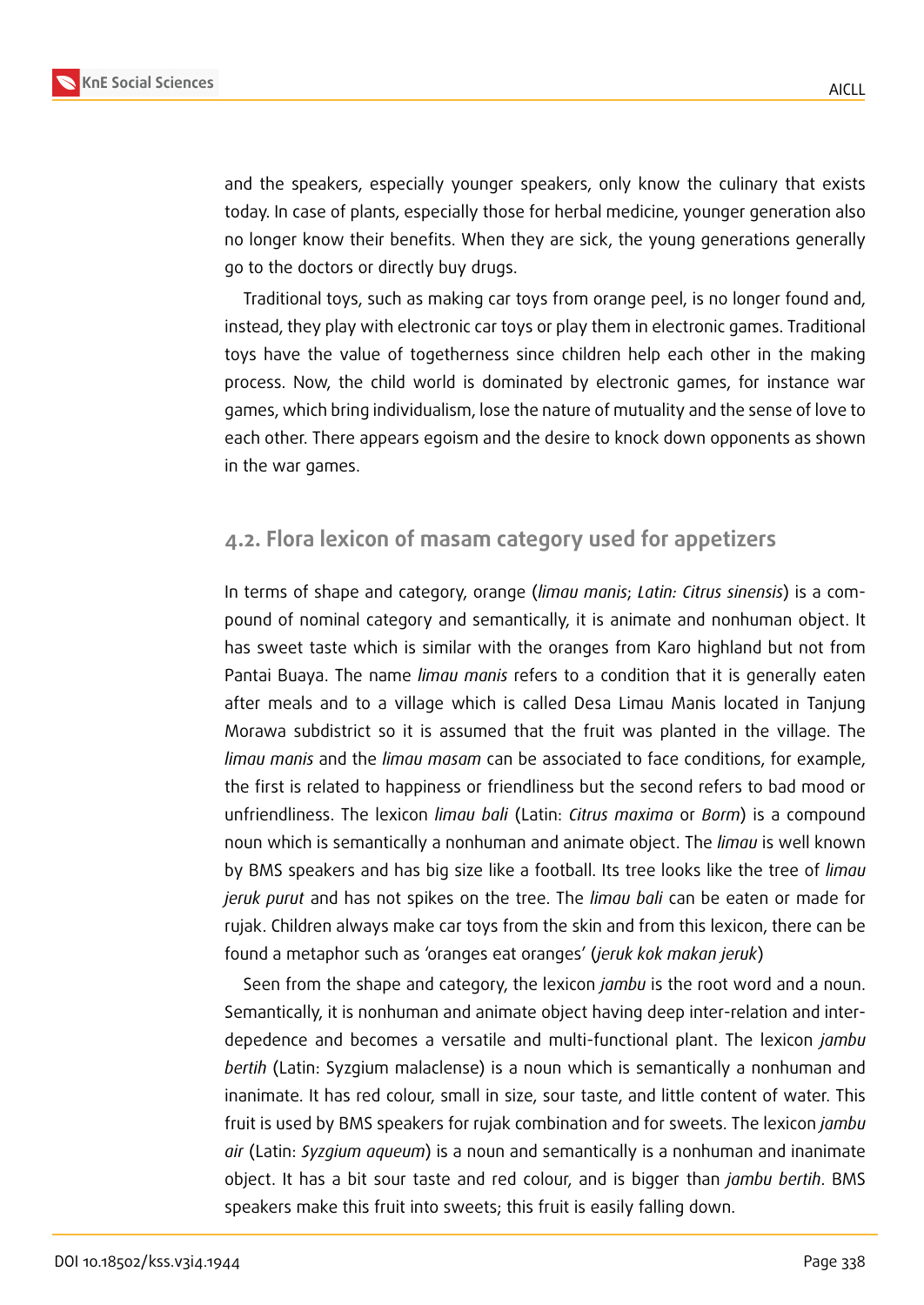and the speakers, especially younger speakers, only know the culinary that exists today. In case of plants, especially those for herbal medicine, younger generation also no longer know their benefits. When they are sick, the young generations generally go to the doctors or directly buy drugs.

Traditional toys, such as making car toys from orange peel, is no longer found and, instead, they play with electronic car toys or play them in electronic games. Traditional toys have the value of togetherness since children help each other in the making process. Now, the child world is dominated by electronic games, for instance war games, which bring individualism, lose the nature of mutuality and the sense of love to each other. There appears egoism and the desire to knock down opponents as shown in the war games.

## 4.2. Flora lexicon of masam category used for appetizers

In terms of shape and category, orange (*limau manis*; *Latin: Citrus sinensis*) is a compound of nominal category and semantically, it is animate and nonhuman object. It has sweet taste which is similar with the oranges from Karo highland but not from Pantai Buaya. The name *limau manis* refers to a condition that it is generally eaten after meals and to a village which is called Desa Limau Manis located in Tanjung Morawa subdistrict so it is assumed that the fruit was planted in the village. The *limau manis* and the *limau masam* can be associated to face conditions, for example, the first is related to happiness or friendliness but the second refers to bad mood or unfriendliness. The lexicon *limau bali* (Latin: *Citrus maxima* or *Borm*) is a compound noun which is semantically a nonhuman and animate object. The *limau* is well known by BMS speakers and has big size like a football. Its tree looks like the tree of *limau jeruk purut* and has not spikes on the tree. The *limau bali* can be eaten or made for rujak. Children always make car toys from the skin and from this lexicon, there can be found a metaphor such as 'oranges eat oranges' (*jeruk kok makan jeruk*)

Seen from the shape and category, the lexicon *jambu* is the root word and a noun. Semantically, it is nonhuman and animate object having deep inter-relation and inter-depedence and becomes a versatile and multi-functional plant. The lexicon *jambu bertih* (Latin: Syzgium malaclense) is a noun which is semantically a nonhuman and inanimate. It has red colour, small in size, sour taste, and little content of water. This fruit is used by BMS speakers for rujak combination and for sweets. The lexicon *jambu air* (Latin: *Syzgium aqueum*) is a noun and semantically is a nonhuman and inanimate object. It has a bit sour taste and red colour, and is bigger than *jambu bertih*. BMS speakers make this fruit into sweets; this fruit is easily falling down.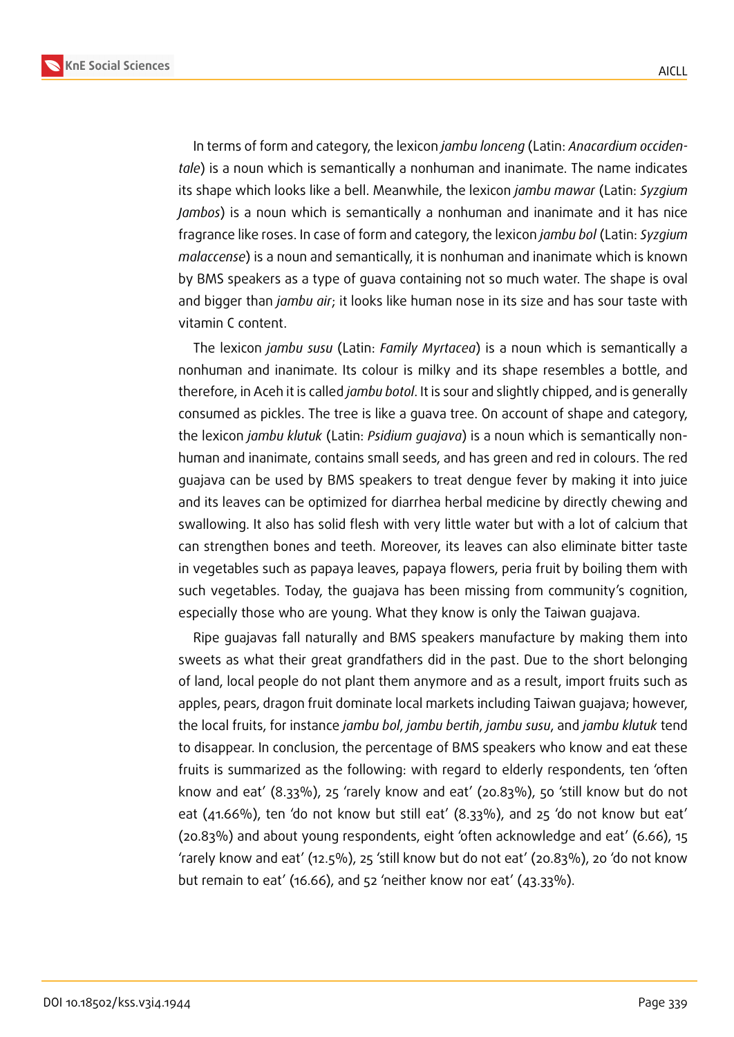In terms of form and category, the lexicon *jambu lonceng* (Latin: *Anacardium occidentale*) is a noun which is semantically a nonhuman and inanimate. The name indicates its shape which looks like a bell. Meanwhile, the lexicon *jambu mawar* (Latin: *Syzgium Jambos*) is a noun which is semantically a nonhuman and inanimate and it has nice fragrance like roses. In case of form and category, the lexicon *jambu bol* (Latin: *Syzgium malaccense*) is a noun and semantically, it is nonhuman and inanimate which is known by BMS speakers as a type of guava containing not so much water. The shape is oval and bigger than *jambu air*; it looks like human nose in its size and has sour taste with vitamin C content.

The lexicon *jambu susu* (Latin: *Family Myrtacea*) is a noun which is semantically a nonhuman and inanimate. Its colour is milky and its shape resembles a bottle, and therefore, in Aceh it is called *jambu botol*. It is sour and slightly chipped, and is generally consumed as pickles. The tree is like a guava tree. On account of shape and category, the lexicon *jambu klutuk* (Latin: *Psidium guajava*) is a noun which is semantically nonhuman and inanimate, contains small seeds, and has green and red in colours. The red guajava can be used by BMS speakers to treat dengue fever by making it into juice and its leaves can be optimized for diarrhea herbal medicine by directly chewing and swallowing. It also has solid flesh with very little water but with a lot of calcium that can strengthen bones and teeth. Moreover, its leaves can also eliminate bitter taste in vegetables such as papaya leaves, papaya flowers, peria fruit by boiling them with such vegetables. Today, the guajava has been missing from community's cognition, especially those who are young. What they know is only the Taiwan guajava.

Ripe guajavas fall naturally and BMS speakers manufacture by making them into sweets as what their great grandfathers did in the past. Due to the short belonging of land, local people do not plant them anymore and as a result, import fruits such as apples, pears, dragon fruit dominate local markets including Taiwan guajava; however, the local fruits, for instance *jambu bol*, *jambu bertih*, *jambu susu*, and *jambu klutuk* tend to disappear. In conclusion, the percentage of BMS speakers who know and eat these fruits is summarized as the following: with regard to elderly respondents, ten 'often know and eat' (8.33%), 25 'rarely know and eat' (20.83%), 50 'still know but do not eat (41.66%), ten 'do not know but still eat' (8.33%), and 25 'do not know but eat' (20.83%) and about young respondents, eight 'often acknowledge and eat' (6.66), 15 'rarely know and eat' (12.5%), 25 'still know but do not eat' (20.83%), 20 'do not know but remain to eat' (16.66), and 52 'neither know nor eat' (43.33%).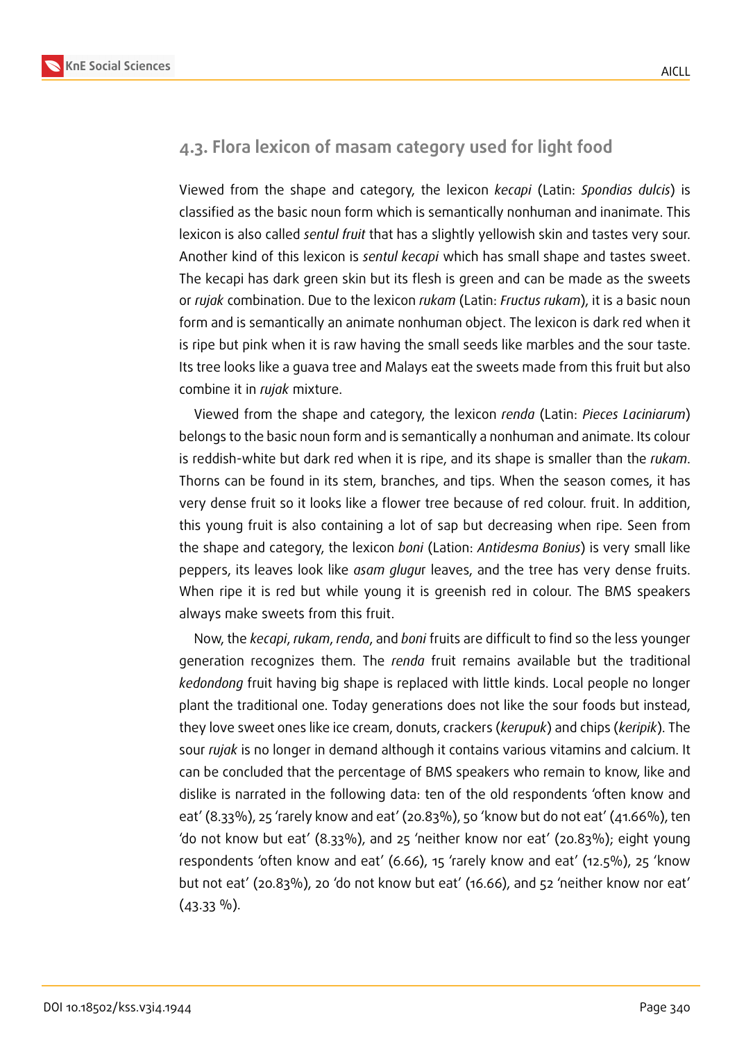### 4.3. Flora lexicon of masam category used for light food

Viewed from the shape and category, the lexicon *kecapi* (Latin: *Spondias dulcis*) is classified as the basic noun form which is semantically nonhuman and inanimate. This lexicon is also called *sentul fruit* that has a slightly yellowish skin and tastes very sour. Another kind of this lexicon is *sentul kecapi* which has small shape and tastes sweet. The kecapi has dark green skin but its flesh is green and can be made as the sweets or *rujak* combination. Due to the lexicon *rukam* (Latin: *Fructus rukam*), it is a basic noun form and is semantically an animate nonhuman object. The lexicon is dark red when it is ripe but pink when it is raw having the small seeds like marbles and the sour taste. Its tree looks like a guava tree and Malays eat the sweets made from this fruit but also combine it in *rujak* mixture.

Viewed from the shape and category, the lexicon *renda* (Latin: *Pieces Laciniarum*) belongs to the basic noun form and is semantically a nonhuman and animate. Its colour is reddish-white but dark red when it is ripe, and its shape is smaller than the *rukam*. Thorns can be found in its stem, branches, and tips. When the season comes, it has very dense fruit so it looks like a flower tree because of red colour. fruit. In addition, this young fruit is also containing a lot of sap but decreasing when ripe. Seen from the shape and category, the lexicon *boni* (Lation: *Antidesma Bonius*) is very small like peppers, its leaves look like *asam glugu*r leaves, and the tree has very dense fruits. When ripe it is red but while young it is greenish red in colour. The BMS speakers always make sweets from this fruit.

Now, the *kecapi*, *rukam*, *renda*, and *boni* fruits are difficult to find so the less younger generation recognizes them. The *renda* fruit remains available but the traditional *kedondong* fruit having big shape is replaced with little kinds. Local people no longer plant the traditional one. Today generations does not like the sour foods but instead, they love sweet ones like ice cream, donuts, crackers (*kerupuk*) and chips (*keripik*). The sour *rujak* is no longer in demand although it contains various vitamins and calcium. It can be concluded that the percentage of BMS speakers who remain to know, like and dislike is narrated in the following data: ten of the old respondents 'often know and eat' (8.33%), 25 'rarely know and eat' (20.83%), 50 'know but do not eat' (41.66%), ten 'do not know but eat' (8.33%), and 25 'neither know nor eat' (20.83%); eight young respondents 'often know and eat' (6.66), 15 'rarely know and eat' (12.5%), 25 'know but not eat' (20.83%), 20 'do not know but eat' (16.66), and 52 'neither know nor eat' (43.33 %).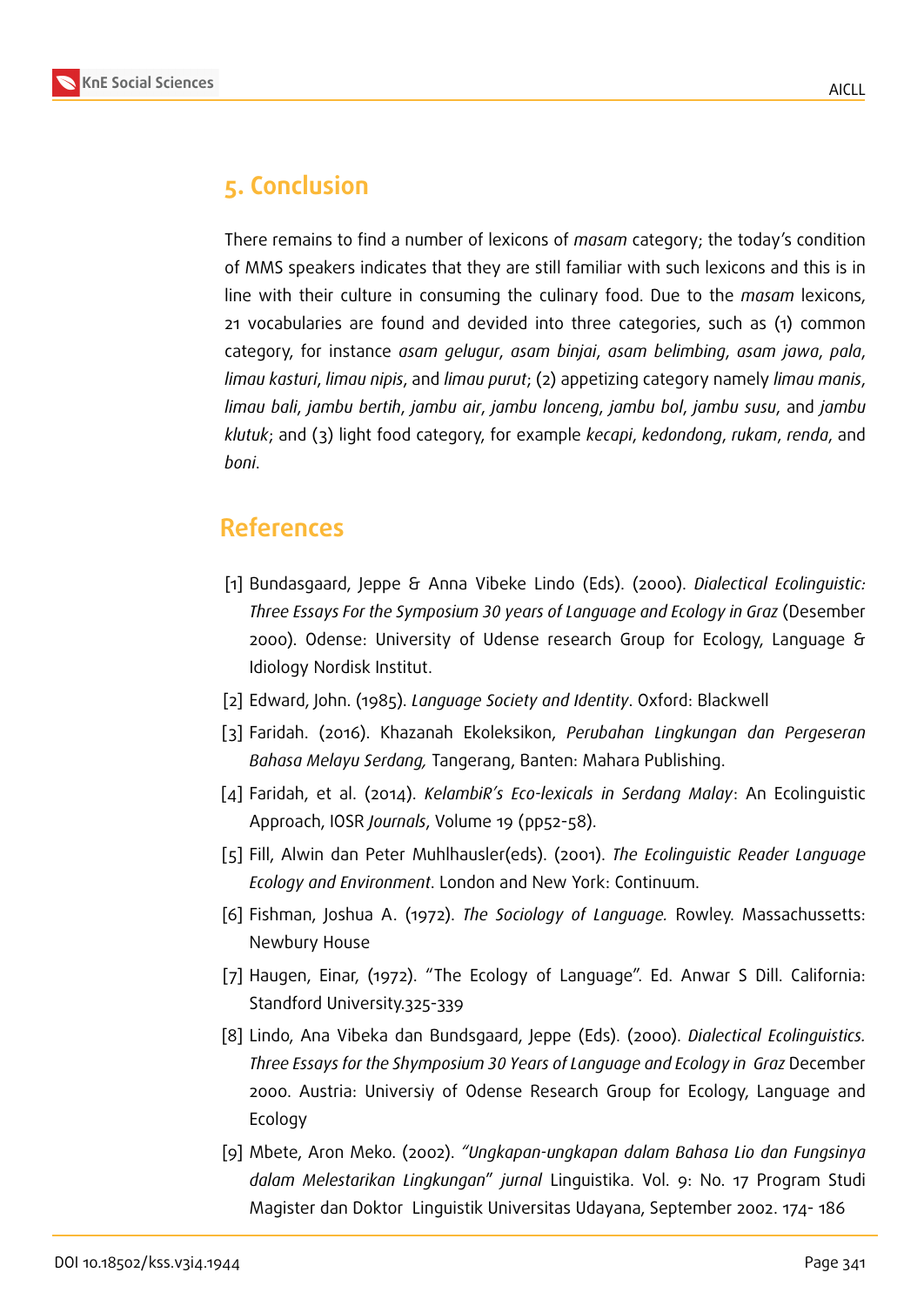## 5. Conclusion

There remains to find a number of lexicons of *masam* category; the today's condition of MMS speakers indicates that they are still familiar with such lexicons and this is in line with their culture in consuming the culinary food. Due to the *masam* lexicons, 21 vocabularies are found and devided into three categories, such as (1) common category, for instance *asam gelugur*, *asam binjai*, *asam belimbing*, *asam jawa*, *pala*, *limau kasturi*, *limau nipis*, and *limau purut*; (2) appetizing category namely *limau manis*, *limau bali*, *jambu bertih*, *jambu air*, *jambu lonceng*, *jambu bol*, *jambu susu*, and *jambu klutuk*; and (3) light food category, for example *kecapi*, *kedondong*, *rukam*, *renda*, and *boni*.

## References

[1] Bundasgaard, Jeppe & Anna Vibeke Lindo (Eds). (2000). *Dialectical Ecolinguistic: Three Essays For the Symposium 30 years of Language and Ecology in Graz* (Desember 2000). Odense: University of Udense research Group for Ecology, Language & Idiology Nordisk Institut.

[2] Edward, John. (1985). *Language Society and Identity*. Oxford: Blackwell

[3] Faridah. (2016). Khazanah Ekoleksikon, *Perubahan Lingkungan dan Pergeseran Bahasa Melayu Serdang,* Tangerang, Banten: Mahara Publishing.

[4] Faridah, et al. (2014). *KelambiR's Eco-lexicals in Serdang Malay*: An Ecolinguistic Approach, IOSR *Journals*, Volume 19 (pp52-58).

[5] Fill, Alwin dan Peter Muhlhausler(eds). (2001). *The Ecolinguistic Reader Language Ecology and Environment*. London and New York: Continuum.

[6] Fishman, Joshua A. (1972). *The Sociology of Language.* Rowley. Massachussetts: Newbury House

[7] Haugen, Einar, (1972). "The Ecology of Language". Ed. Anwar S Dill. California: Standford University.325-339

[8] Lindo, Ana Vibeka dan Bundsgaard, Jeppe (Eds). (2000). *Dialectical Ecolinguistics. Three Essays for the Shymposium 30 Years of Language and Ecology in Graz* December 2000. Austria: Universiy of Odense Research Group for Ecology, Language and Ecology

[9] Mbete, Aron Meko. (2002). *"Ungkapan-ungkapan dalam Bahasa Lio dan Fungsinya dalam Melestarikan Lingkungan" jurnal* Linguistika. Vol. 9: No. 17 Program Studi Magister dan Doktor Linguistik Universitas Udayana, September 2002. 174- 186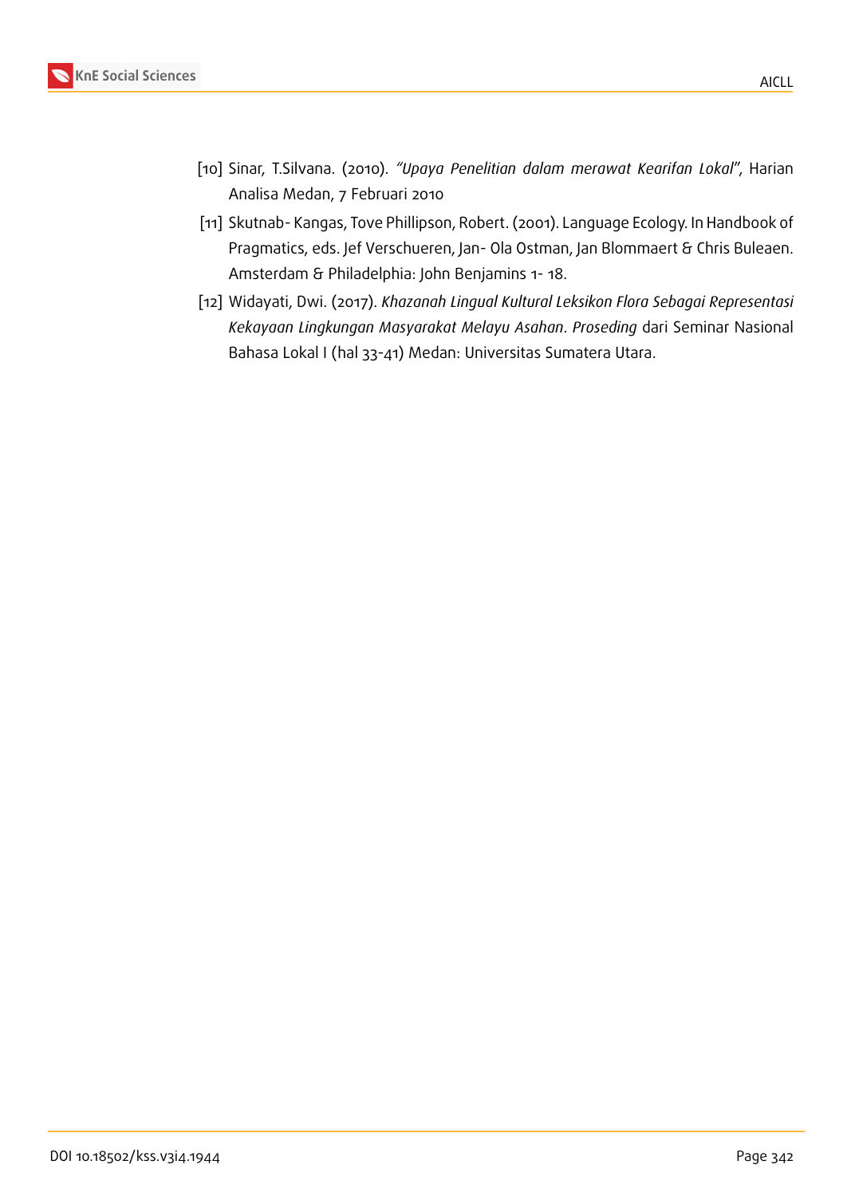[10] Sinar, T.Silvana. (2010). *"Upaya Penelitian dalam merawat Kearifan Lokal"*, Harian Analisa Medan, 7 Februari 2010

[11] Skutnab- Kangas, Tove Phillipson, Robert. (2001). Language Ecology. In Handbook of Pragmatics, eds. Jef Verschueren, Jan- Ola Ostman, Jan Blommaert & Chris Buleaen. Amsterdam & Philadelphia: John Benjamins 1- 18.

[12] Widayati, Dwi. (2017). *Khazanah Lingual Kultural Leksikon Flora Sebagai Representasi Kekayaan Lingkungan Masyarakat Melayu Asahan*. *Proseding* dari Seminar Nasional Bahasa Lokal I (hal 33-41) Medan: Universitas Sumatera Utara.